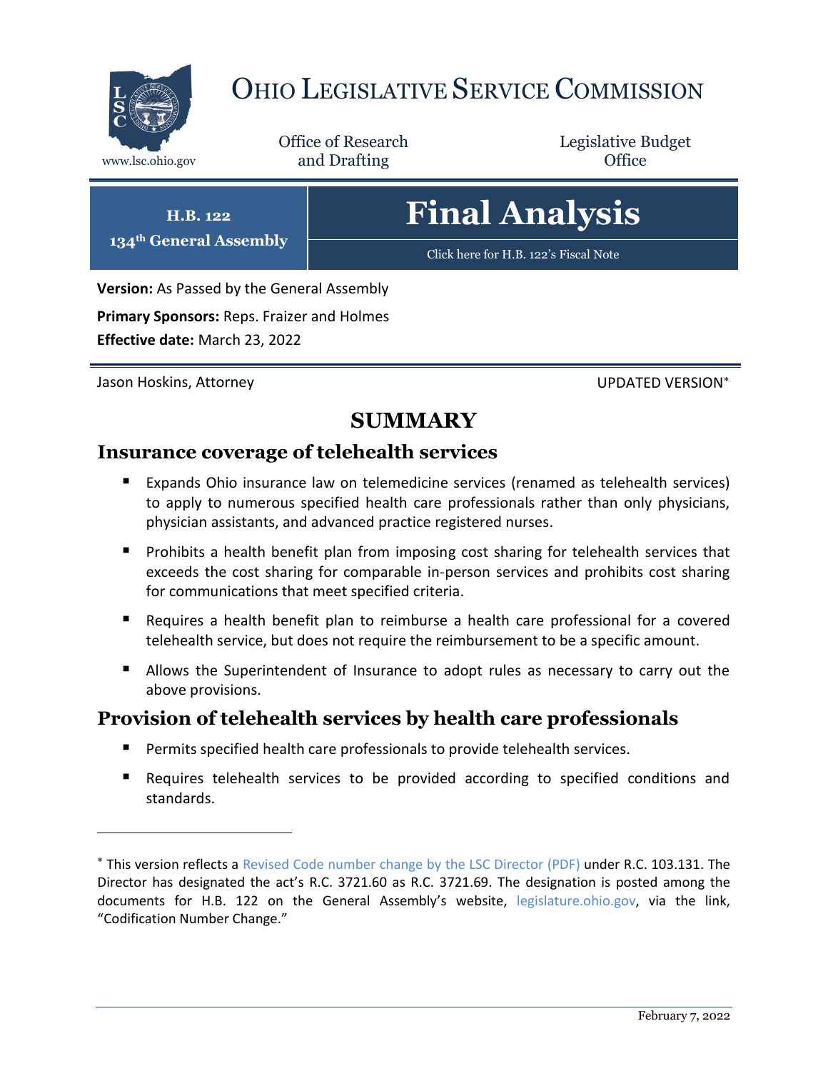# OHIO LEGISLATIVE SERVICE COMMISSION

www.lsc.ohio.gov

Office of Research and Drafting

Legislative Budget Office

**H.B. 122**
**134th General Assembly**

# Final Analysis

Click here for H.B. 122's Fiscal Note

**Version:** As Passed by the General Assembly

**Primary Sponsors:** Reps. Fraizer and Holmes

**Effective date:** March 23, 2022

Jason Hoskins, Attorney

UPDATED VERSION*

## SUMMARY

### Insurance coverage of telehealth services

- Expands Ohio insurance law on telemedicine services (renamed as telehealth services) to apply to numerous specified health care professionals rather than only physicians, physician assistants, and advanced practice registered nurses.
- Prohibits a health benefit plan from imposing cost sharing for telehealth services that exceeds the cost sharing for comparable in-person services and prohibits cost sharing for communications that meet specified criteria.
- Requires a health benefit plan to reimburse a health care professional for a covered telehealth service, but does not require the reimbursement to be a specific amount.
- Allows the Superintendent of Insurance to adopt rules as necessary to carry out the above provisions.

### Provision of telehealth services by health care professionals

- Permits specified health care professionals to provide telehealth services.
- Requires telehealth services to be provided according to specified conditions and standards.

---

* This version reflects a Revised Code number change by the LSC Director (PDF) under R.C. 103.131. The Director has designated the act's R.C. 3721.60 as R.C. 3721.69. The designation is posted among the documents for H.B. 122 on the General Assembly's website, legislature.ohio.gov, via the link, "Codification Number Change."

February 7, 2022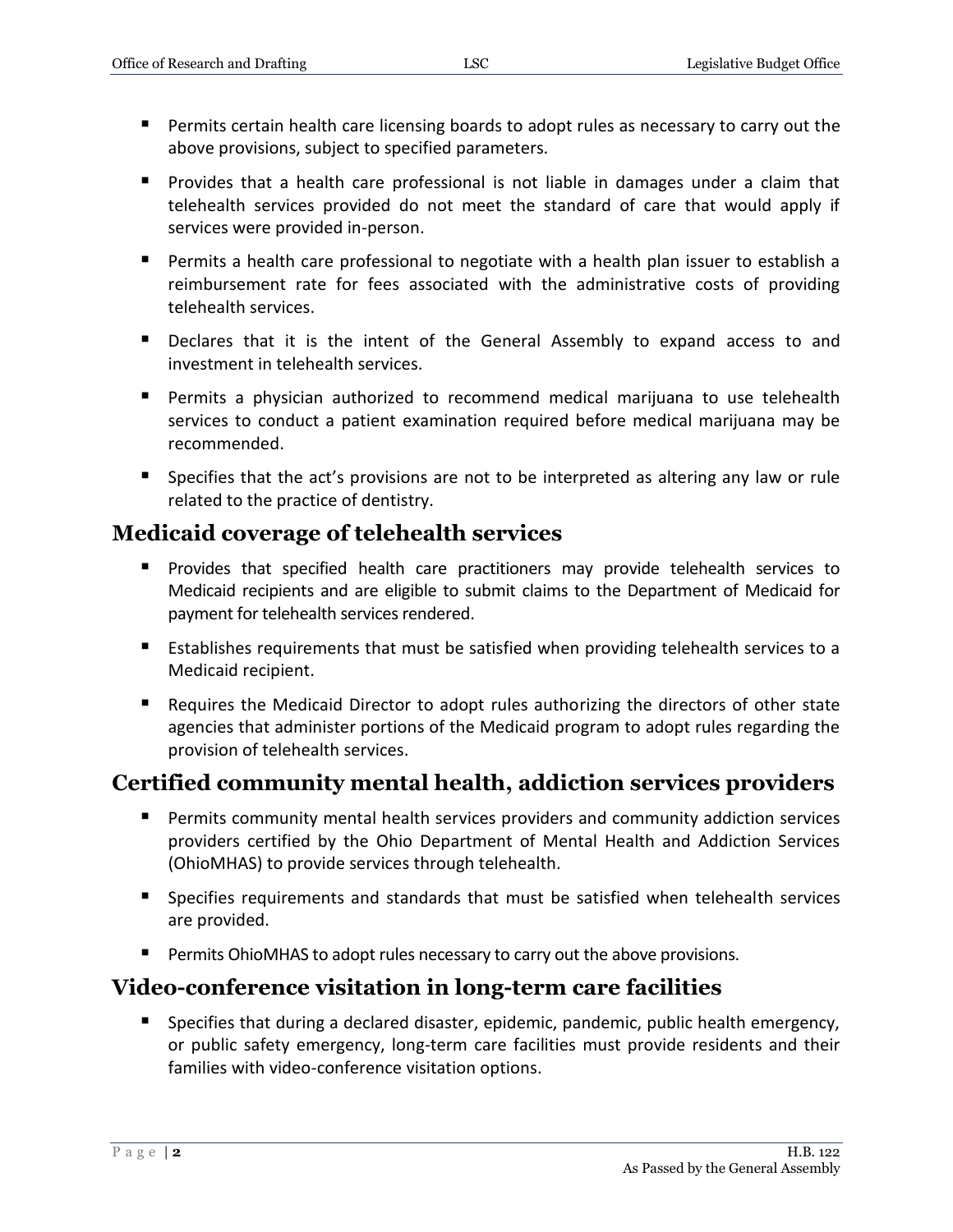- Permits certain health care licensing boards to adopt rules as necessary to carry out the above provisions, subject to specified parameters.
- Provides that a health care professional is not liable in damages under a claim that telehealth services provided do not meet the standard of care that would apply if services were provided in-person.
- Permits a health care professional to negotiate with a health plan issuer to establish a reimbursement rate for fees associated with the administrative costs of providing telehealth services.
- Declares that it is the intent of the General Assembly to expand access to and investment in telehealth services.
- Permits a physician authorized to recommend medical marijuana to use telehealth services to conduct a patient examination required before medical marijuana may be recommended.
- Specifies that the act's provisions are not to be interpreted as altering any law or rule related to the practice of dentistry.

## Medicaid coverage of telehealth services

- Provides that specified health care practitioners may provide telehealth services to Medicaid recipients and are eligible to submit claims to the Department of Medicaid for payment for telehealth services rendered.
- Establishes requirements that must be satisfied when providing telehealth services to a Medicaid recipient.
- Requires the Medicaid Director to adopt rules authorizing the directors of other state agencies that administer portions of the Medicaid program to adopt rules regarding the provision of telehealth services.

## Certified community mental health, addiction services providers

- Permits community mental health services providers and community addiction services providers certified by the Ohio Department of Mental Health and Addiction Services (OhioMHAS) to provide services through telehealth.
- Specifies requirements and standards that must be satisfied when telehealth services are provided.
- Permits OhioMHAS to adopt rules necessary to carry out the above provisions.

## Video-conference visitation in long-term care facilities

- Specifies that during a declared disaster, epidemic, pandemic, public health emergency, or public safety emergency, long-term care facilities must provide residents and their families with video-conference visitation options.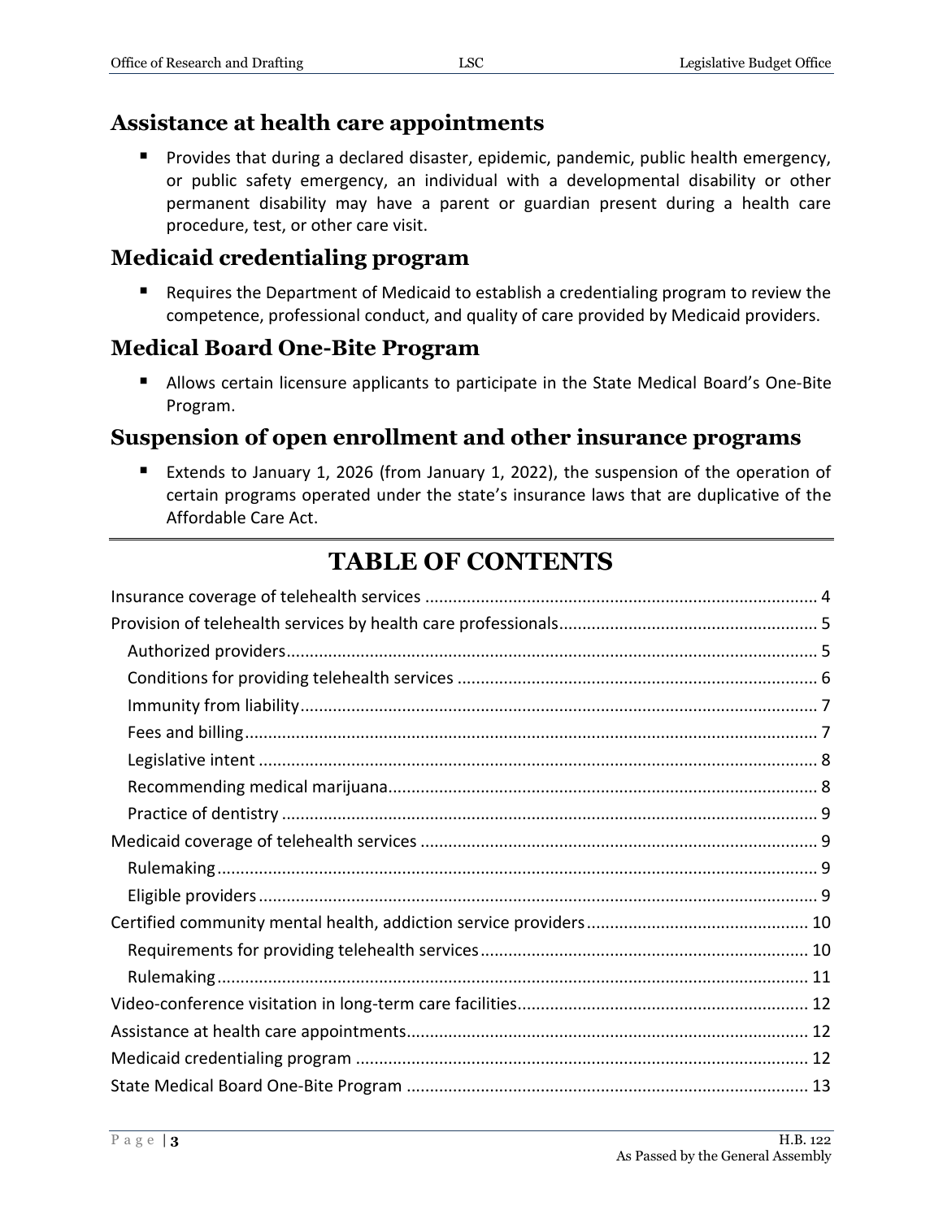## Assistance at health care appointments

- Provides that during a declared disaster, epidemic, pandemic, public health emergency, or public safety emergency, an individual with a developmental disability or other permanent disability may have a parent or guardian present during a health care procedure, test, or other care visit.

## Medicaid credentialing program

- Requires the Department of Medicaid to establish a credentialing program to review the competence, professional conduct, and quality of care provided by Medicaid providers.

## Medical Board One-Bite Program

- Allows certain licensure applicants to participate in the State Medical Board's One-Bite Program.

## Suspension of open enrollment and other insurance programs

- Extends to January 1, 2026 (from January 1, 2022), the suspension of the operation of certain programs operated under the state's insurance laws that are duplicative of the Affordable Care Act.

---

# TABLE OF CONTENTS

Insurance coverage of telehealth services ........ 4
Provision of telehealth services by health care professionals ........ 5
- Authorized providers ........ 5
- Conditions for providing telehealth services ........ 6
- Immunity from liability ........ 7
- Fees and billing ........ 7
- Legislative intent ........ 8
- Recommending medical marijuana ........ 8
- Practice of dentistry ........ 9

Medicaid coverage of telehealth services ........ 9
- Rulemaking ........ 9
- Eligible providers ........ 9

Certified community mental health, addiction service providers ........ 10
- Requirements for providing telehealth services ........ 10
- Rulemaking ........ 11

Video-conference visitation in long-term care facilities ........ 12
Assistance at health care appointments ........ 12
Medicaid credentialing program ........ 12
State Medical Board One-Bite Program ........ 13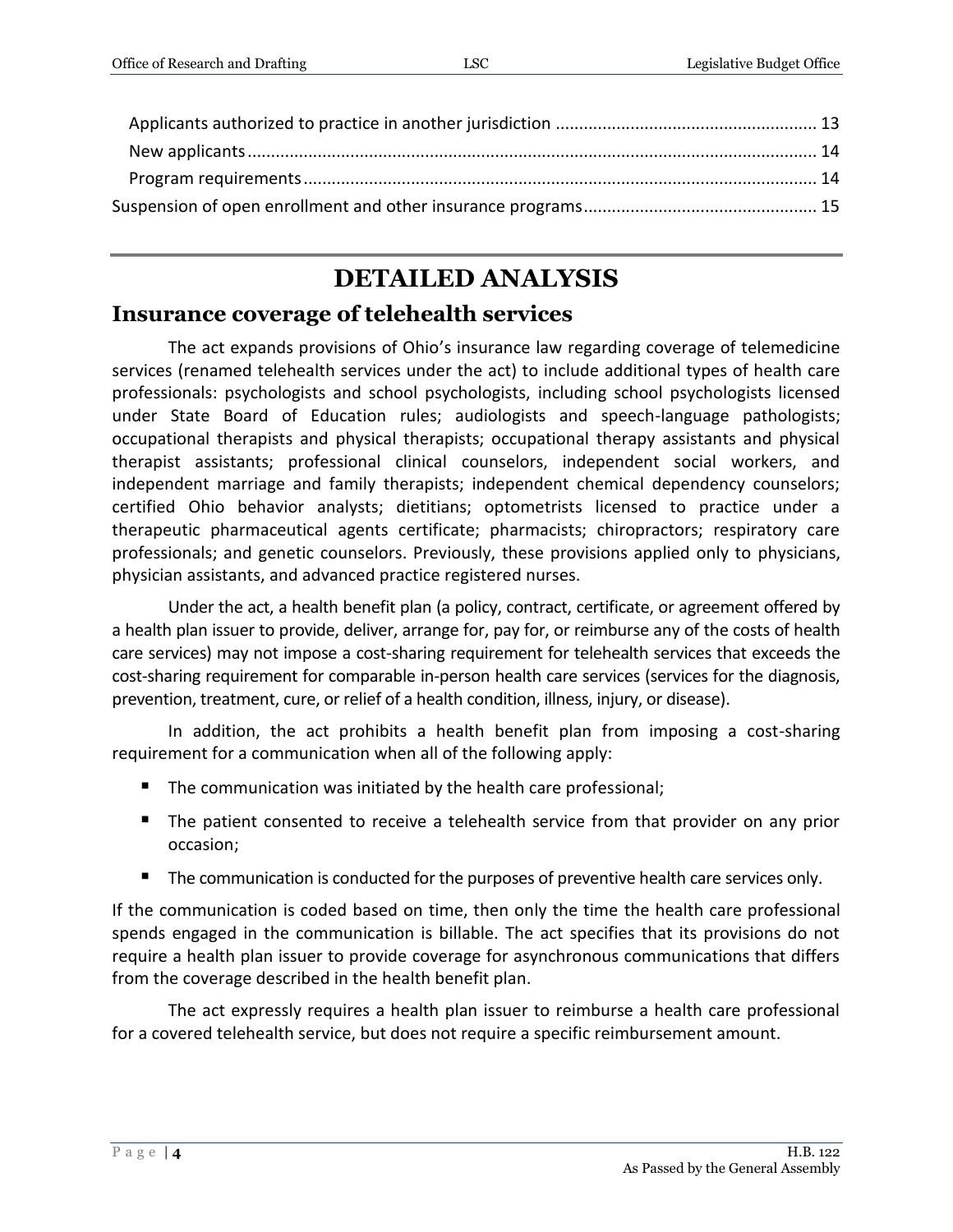Applicants authorized to practice in another jurisdiction ....................................................... 13

New applicants ......................................................................................................................... 14

Program requirements ............................................................................................................ 14

Suspension of open enrollment and other insurance programs ................................................. 15

---

# DETAILED ANALYSIS

## Insurance coverage of telehealth services

The act expands provisions of Ohio's insurance law regarding coverage of telemedicine services (renamed telehealth services under the act) to include additional types of health care professionals: psychologists and school psychologists, including school psychologists licensed under State Board of Education rules; audiologists and speech-language pathologists; occupational therapists and physical therapists; occupational therapy assistants and physical therapist assistants; professional clinical counselors, independent social workers, and independent marriage and family therapists; independent chemical dependency counselors; certified Ohio behavior analysts; dietitians; optometrists licensed to practice under a therapeutic pharmaceutical agents certificate; pharmacists; chiropractors; respiratory care professionals; and genetic counselors. Previously, these provisions applied only to physicians, physician assistants, and advanced practice registered nurses.

Under the act, a health benefit plan (a policy, contract, certificate, or agreement offered by a health plan issuer to provide, deliver, arrange for, pay for, or reimburse any of the costs of health care services) may not impose a cost-sharing requirement for telehealth services that exceeds the cost-sharing requirement for comparable in-person health care services (services for the diagnosis, prevention, treatment, cure, or relief of a health condition, illness, injury, or disease).

In addition, the act prohibits a health benefit plan from imposing a cost-sharing requirement for a communication when all of the following apply:

- The communication was initiated by the health care professional;
- The patient consented to receive a telehealth service from that provider on any prior occasion;
- The communication is conducted for the purposes of preventive health care services only.

If the communication is coded based on time, then only the time the health care professional spends engaged in the communication is billable. The act specifies that its provisions do not require a health plan issuer to provide coverage for asynchronous communications that differs from the coverage described in the health benefit plan.

The act expressly requires a health plan issuer to reimburse a health care professional for a covered telehealth service, but does not require a specific reimbursement amount.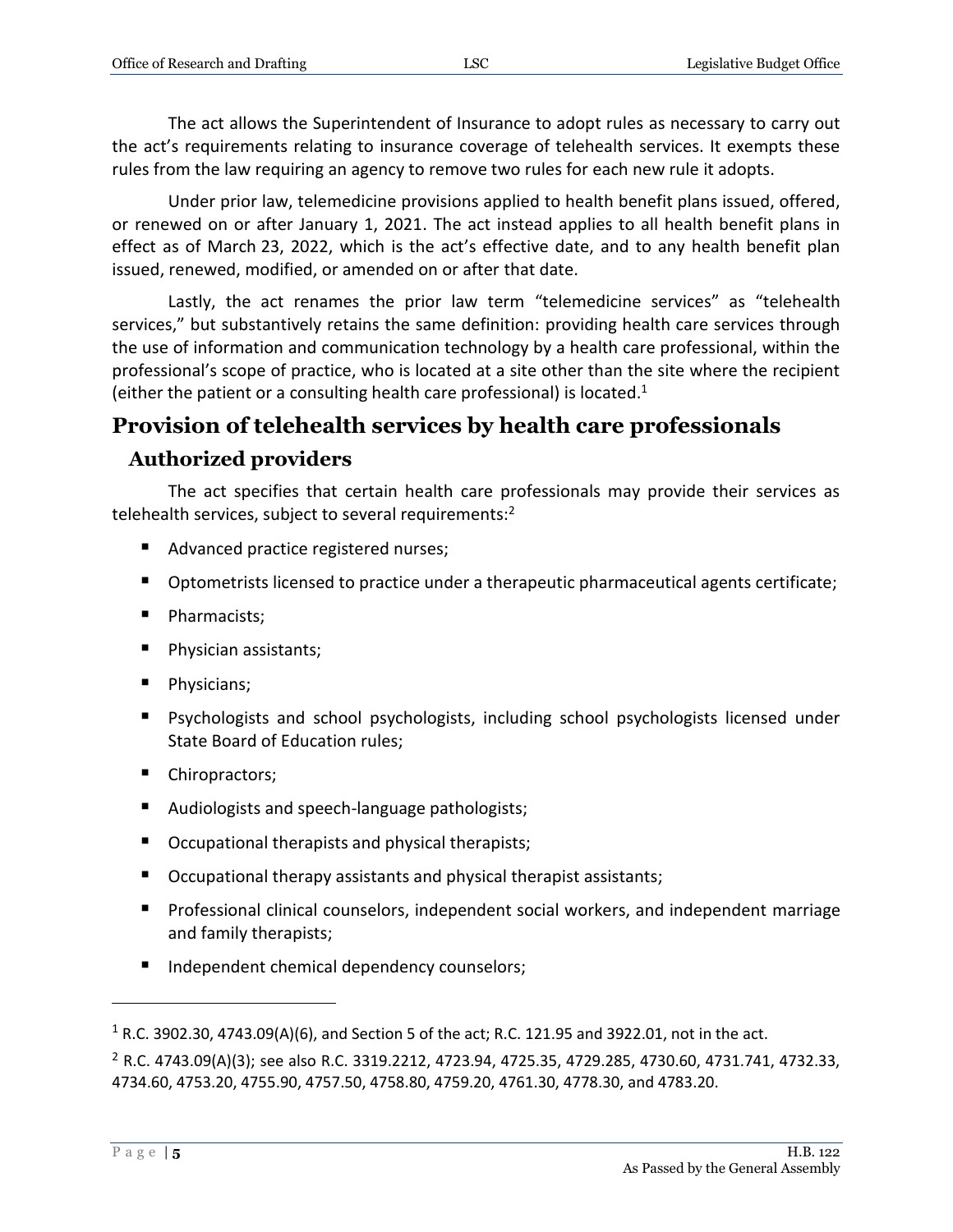The act allows the Superintendent of Insurance to adopt rules as necessary to carry out the act's requirements relating to insurance coverage of telehealth services. It exempts these rules from the law requiring an agency to remove two rules for each new rule it adopts.

Under prior law, telemedicine provisions applied to health benefit plans issued, offered, or renewed on or after January 1, 2021. The act instead applies to all health benefit plans in effect as of March 23, 2022, which is the act's effective date, and to any health benefit plan issued, renewed, modified, or amended on or after that date.

Lastly, the act renames the prior law term "telemedicine services" as "telehealth services," but substantively retains the same definition: providing health care services through the use of information and communication technology by a health care professional, within the professional's scope of practice, who is located at a site other than the site where the recipient (either the patient or a consulting health care professional) is located.[1]

# Provision of telehealth services by health care professionals

## Authorized providers

The act specifies that certain health care professionals may provide their services as telehealth services, subject to several requirements:[2]

- Advanced practice registered nurses;
- Optometrists licensed to practice under a therapeutic pharmaceutical agents certificate;
- Pharmacists;
- Physician assistants;
- Physicians;
- Psychologists and school psychologists, including school psychologists licensed under State Board of Education rules;
- Chiropractors;
- Audiologists and speech-language pathologists;
- Occupational therapists and physical therapists;
- Occupational therapy assistants and physical therapist assistants;
- Professional clinical counselors, independent social workers, and independent marriage and family therapists;
- Independent chemical dependency counselors;

---

[1] R.C. 3902.30, 4743.09(A)(6), and Section 5 of the act; R.C. 121.95 and 3922.01, not in the act.

[2] R.C. 4743.09(A)(3); see also R.C. 3319.2212, 4723.94, 4725.35, 4729.285, 4730.60, 4731.741, 4732.33, 4734.60, 4753.20, 4755.90, 4757.50, 4758.80, 4759.20, 4761.30, 4778.30, and 4783.20.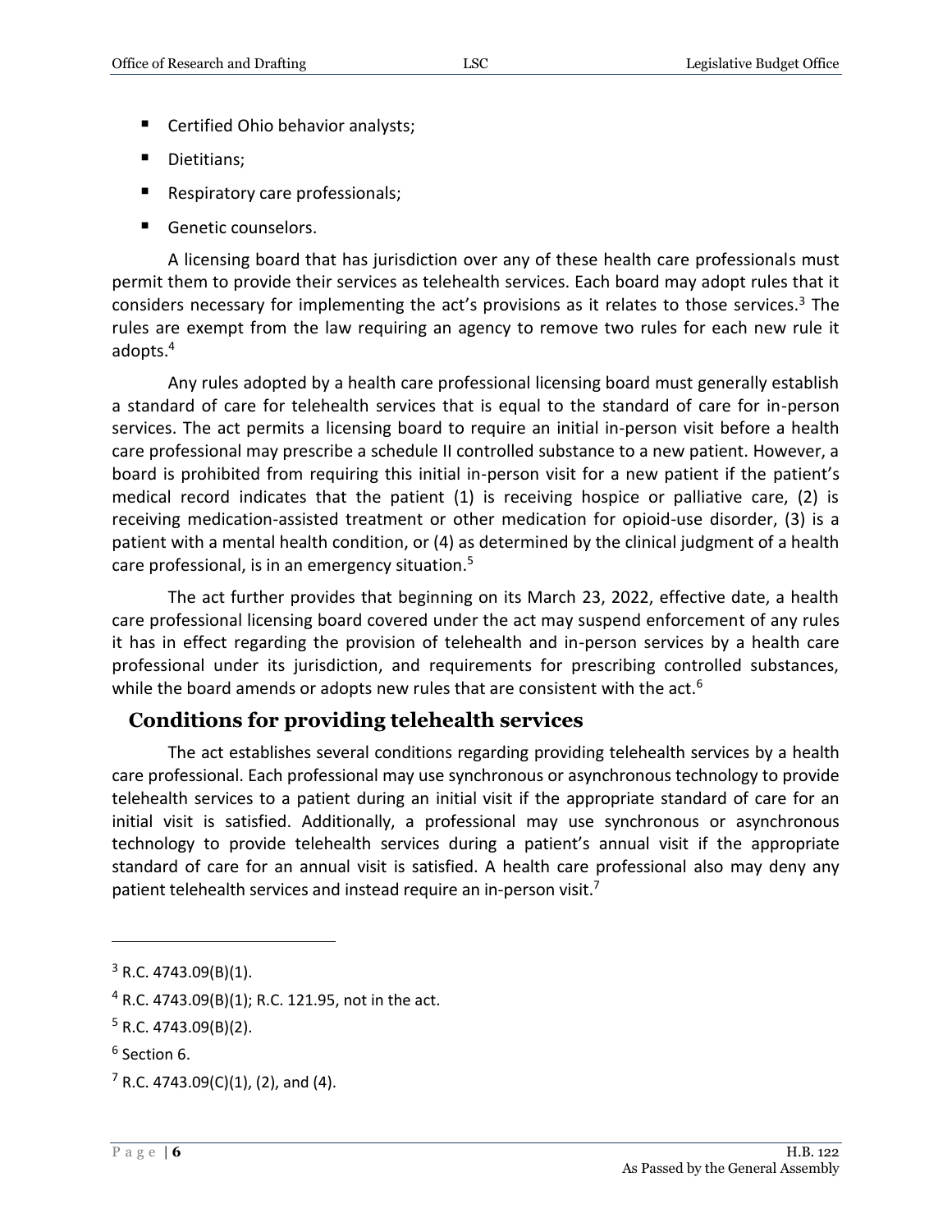- Certified Ohio behavior analysts;
- Dietitians;
- Respiratory care professionals;
- Genetic counselors.

A licensing board that has jurisdiction over any of these health care professionals must permit them to provide their services as telehealth services. Each board may adopt rules that it considers necessary for implementing the act's provisions as it relates to those services.[3] The rules are exempt from the law requiring an agency to remove two rules for each new rule it adopts.[4]

Any rules adopted by a health care professional licensing board must generally establish a standard of care for telehealth services that is equal to the standard of care for in-person services. The act permits a licensing board to require an initial in-person visit before a health care professional may prescribe a schedule II controlled substance to a new patient. However, a board is prohibited from requiring this initial in-person visit for a new patient if the patient's medical record indicates that the patient (1) is receiving hospice or palliative care, (2) is receiving medication-assisted treatment or other medication for opioid-use disorder, (3) is a patient with a mental health condition, or (4) as determined by the clinical judgment of a health care professional, is in an emergency situation.[5]

The act further provides that beginning on its March 23, 2022, effective date, a health care professional licensing board covered under the act may suspend enforcement of any rules it has in effect regarding the provision of telehealth and in-person services by a health care professional under its jurisdiction, and requirements for prescribing controlled substances, while the board amends or adopts new rules that are consistent with the act.[6]

## Conditions for providing telehealth services

The act establishes several conditions regarding providing telehealth services by a health care professional. Each professional may use synchronous or asynchronous technology to provide telehealth services to a patient during an initial visit if the appropriate standard of care for an initial visit is satisfied. Additionally, a professional may use synchronous or asynchronous technology to provide telehealth services during a patient's annual visit if the appropriate standard of care for an annual visit is satisfied. A health care professional also may deny any patient telehealth services and instead require an in-person visit.[7]

---

[3] R.C. 4743.09(B)(1).

[4] R.C. 4743.09(B)(1); R.C. 121.95, not in the act.

[5] R.C. 4743.09(B)(2).

[6] Section 6.

[7] R.C. 4743.09(C)(1), (2), and (4).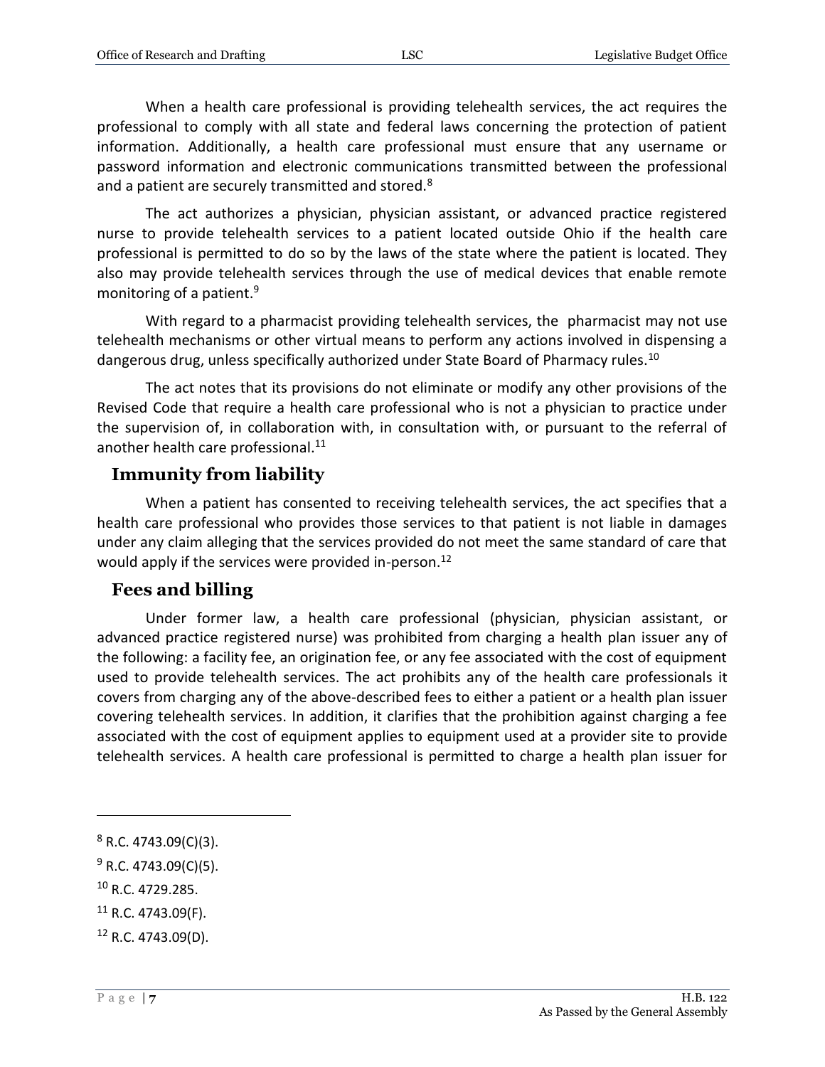When a health care professional is providing telehealth services, the act requires the professional to comply with all state and federal laws concerning the protection of patient information. Additionally, a health care professional must ensure that any username or password information and electronic communications transmitted between the professional and a patient are securely transmitted and stored.[8]

The act authorizes a physician, physician assistant, or advanced practice registered nurse to provide telehealth services to a patient located outside Ohio if the health care professional is permitted to do so by the laws of the state where the patient is located. They also may provide telehealth services through the use of medical devices that enable remote monitoring of a patient.[9]

With regard to a pharmacist providing telehealth services, the pharmacist may not use telehealth mechanisms or other virtual means to perform any actions involved in dispensing a dangerous drug, unless specifically authorized under State Board of Pharmacy rules.[10]

The act notes that its provisions do not eliminate or modify any other provisions of the Revised Code that require a health care professional who is not a physician to practice under the supervision of, in collaboration with, in consultation with, or pursuant to the referral of another health care professional.[11]

## Immunity from liability

When a patient has consented to receiving telehealth services, the act specifies that a health care professional who provides those services to that patient is not liable in damages under any claim alleging that the services provided do not meet the same standard of care that would apply if the services were provided in-person.[12]

## Fees and billing

Under former law, a health care professional (physician, physician assistant, or advanced practice registered nurse) was prohibited from charging a health plan issuer any of the following: a facility fee, an origination fee, or any fee associated with the cost of equipment used to provide telehealth services. The act prohibits any of the health care professionals it covers from charging any of the above-described fees to either a patient or a health plan issuer covering telehealth services. In addition, it clarifies that the prohibition against charging a fee associated with the cost of equipment applies to equipment used at a provider site to provide telehealth services. A health care professional is permitted to charge a health plan issuer for

---

[8] R.C. 4743.09(C)(3).

[9] R.C. 4743.09(C)(5).

[10] R.C. 4729.285.

[11] R.C. 4743.09(F).

[12] R.C. 4743.09(D).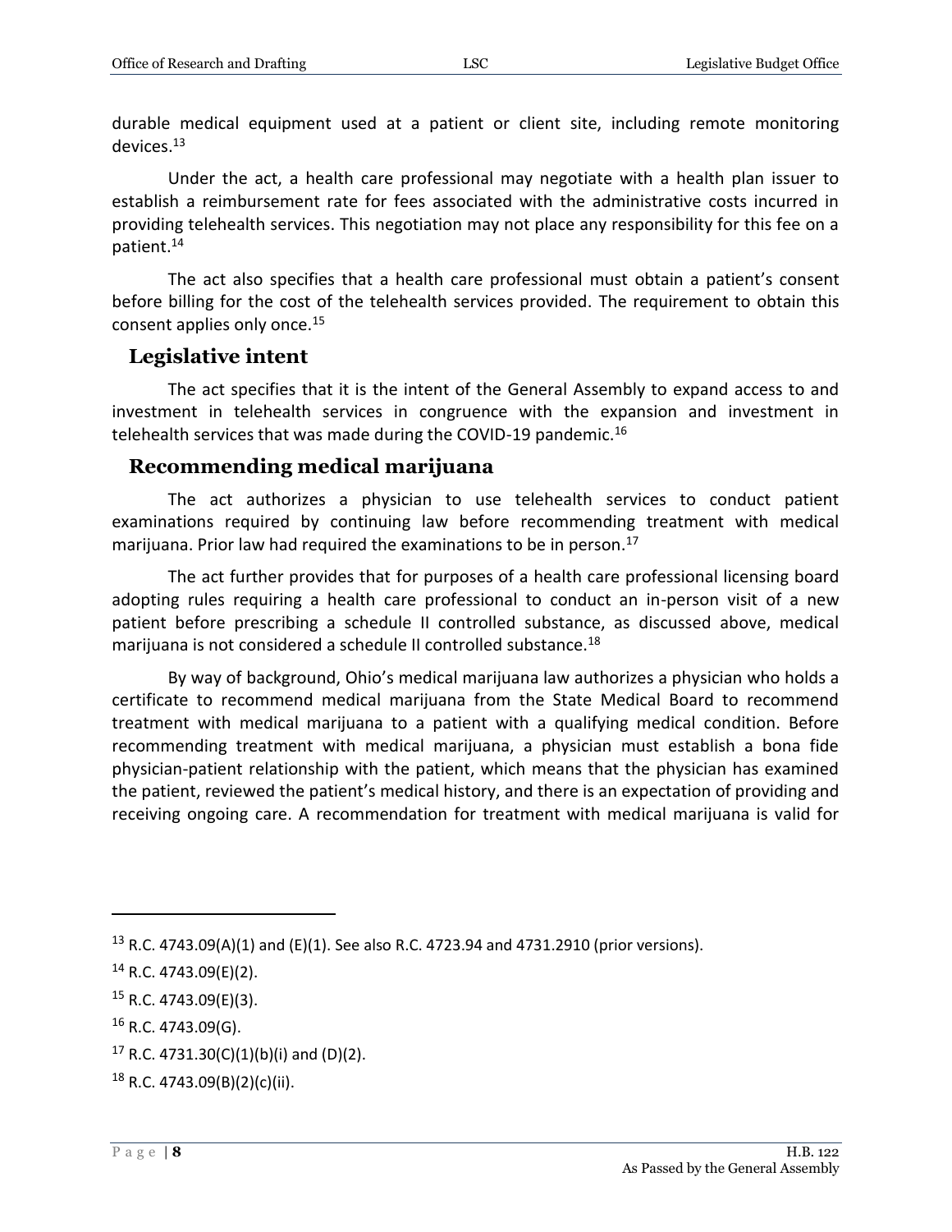durable medical equipment used at a patient or client site, including remote monitoring devices.[13]

Under the act, a health care professional may negotiate with a health plan issuer to establish a reimbursement rate for fees associated with the administrative costs incurred in providing telehealth services. This negotiation may not place any responsibility for this fee on a patient.[14]

The act also specifies that a health care professional must obtain a patient's consent before billing for the cost of the telehealth services provided. The requirement to obtain this consent applies only once.[15]

## Legislative intent

The act specifies that it is the intent of the General Assembly to expand access to and investment in telehealth services in congruence with the expansion and investment in telehealth services that was made during the COVID-19 pandemic.[16]

## Recommending medical marijuana

The act authorizes a physician to use telehealth services to conduct patient examinations required by continuing law before recommending treatment with medical marijuana. Prior law had required the examinations to be in person.[17]

The act further provides that for purposes of a health care professional licensing board adopting rules requiring a health care professional to conduct an in-person visit of a new patient before prescribing a schedule II controlled substance, as discussed above, medical marijuana is not considered a schedule II controlled substance.[18]

By way of background, Ohio's medical marijuana law authorizes a physician who holds a certificate to recommend medical marijuana from the State Medical Board to recommend treatment with medical marijuana to a patient with a qualifying medical condition. Before recommending treatment with medical marijuana, a physician must establish a bona fide physician-patient relationship with the patient, which means that the physician has examined the patient, reviewed the patient's medical history, and there is an expectation of providing and receiving ongoing care. A recommendation for treatment with medical marijuana is valid for

---

[13] R.C. 4743.09(A)(1) and (E)(1). See also R.C. 4723.94 and 4731.2910 (prior versions).

[14] R.C. 4743.09(E)(2).

[15] R.C. 4743.09(E)(3).

[16] R.C. 4743.09(G).

[17] R.C. 4731.30(C)(1)(b)(i) and (D)(2).

[18] R.C. 4743.09(B)(2)(c)(ii).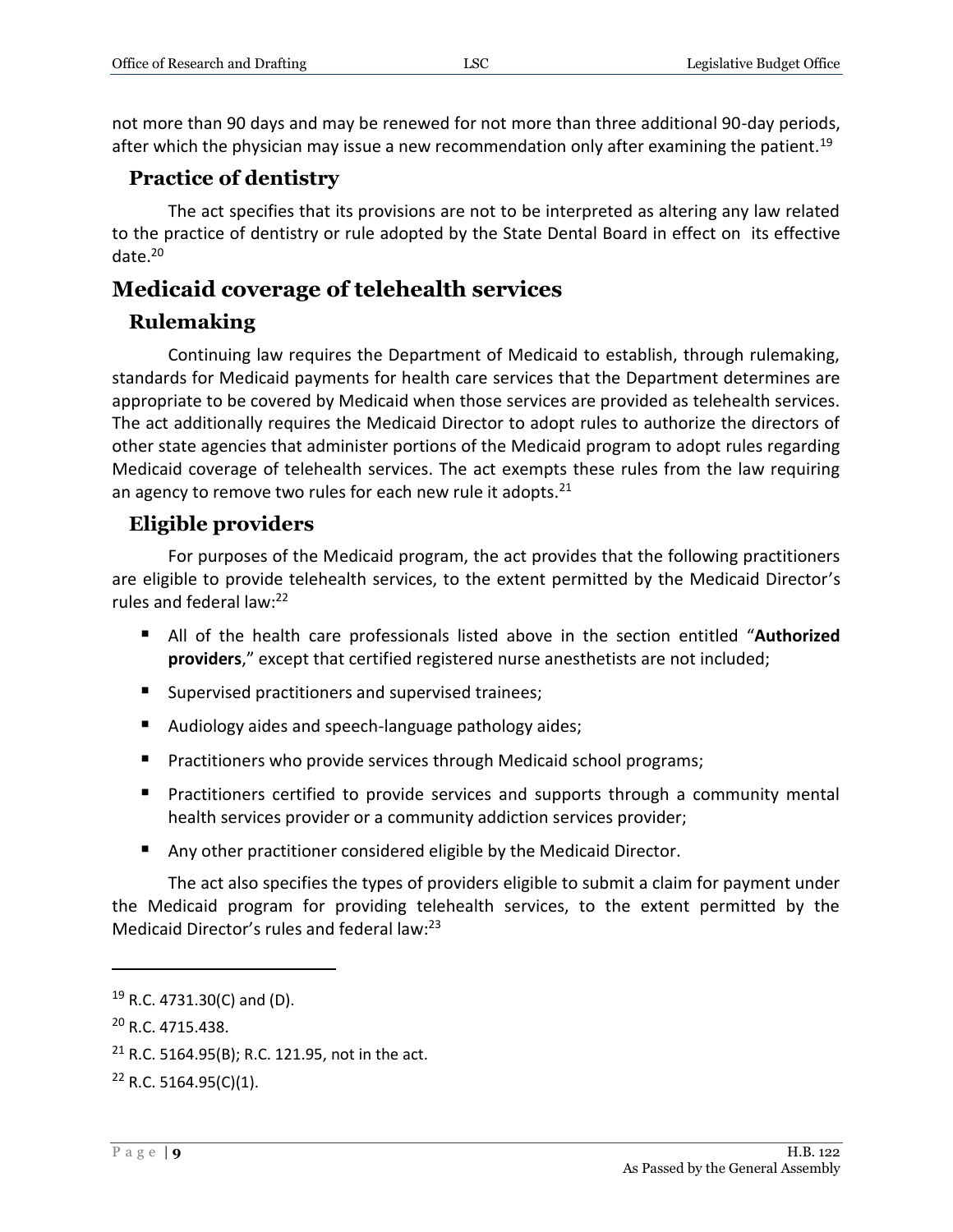not more than 90 days and may be renewed for not more than three additional 90-day periods, after which the physician may issue a new recommendation only after examining the patient.[19]

### Practice of dentistry

The act specifies that its provisions are not to be interpreted as altering any law related to the practice of dentistry or rule adopted by the State Dental Board in effect on its effective date.[20]

## Medicaid coverage of telehealth services

### Rulemaking

Continuing law requires the Department of Medicaid to establish, through rulemaking, standards for Medicaid payments for health care services that the Department determines are appropriate to be covered by Medicaid when those services are provided as telehealth services. The act additionally requires the Medicaid Director to adopt rules to authorize the directors of other state agencies that administer portions of the Medicaid program to adopt rules regarding Medicaid coverage of telehealth services. The act exempts these rules from the law requiring an agency to remove two rules for each new rule it adopts.[21]

### Eligible providers

For purposes of the Medicaid program, the act provides that the following practitioners are eligible to provide telehealth services, to the extent permitted by the Medicaid Director's rules and federal law:[22]

- All of the health care professionals listed above in the section entitled "**Authorized providers**," except that certified registered nurse anesthetists are not included;
- Supervised practitioners and supervised trainees;
- Audiology aides and speech-language pathology aides;
- Practitioners who provide services through Medicaid school programs;
- Practitioners certified to provide services and supports through a community mental health services provider or a community addiction services provider;
- Any other practitioner considered eligible by the Medicaid Director.

The act also specifies the types of providers eligible to submit a claim for payment under the Medicaid program for providing telehealth services, to the extent permitted by the Medicaid Director's rules and federal law:[23]

---

[19] R.C. 4731.30(C) and (D).

[20] R.C. 4715.438.

[21] R.C. 5164.95(B); R.C. 121.95, not in the act.

[22] R.C. 5164.95(C)(1).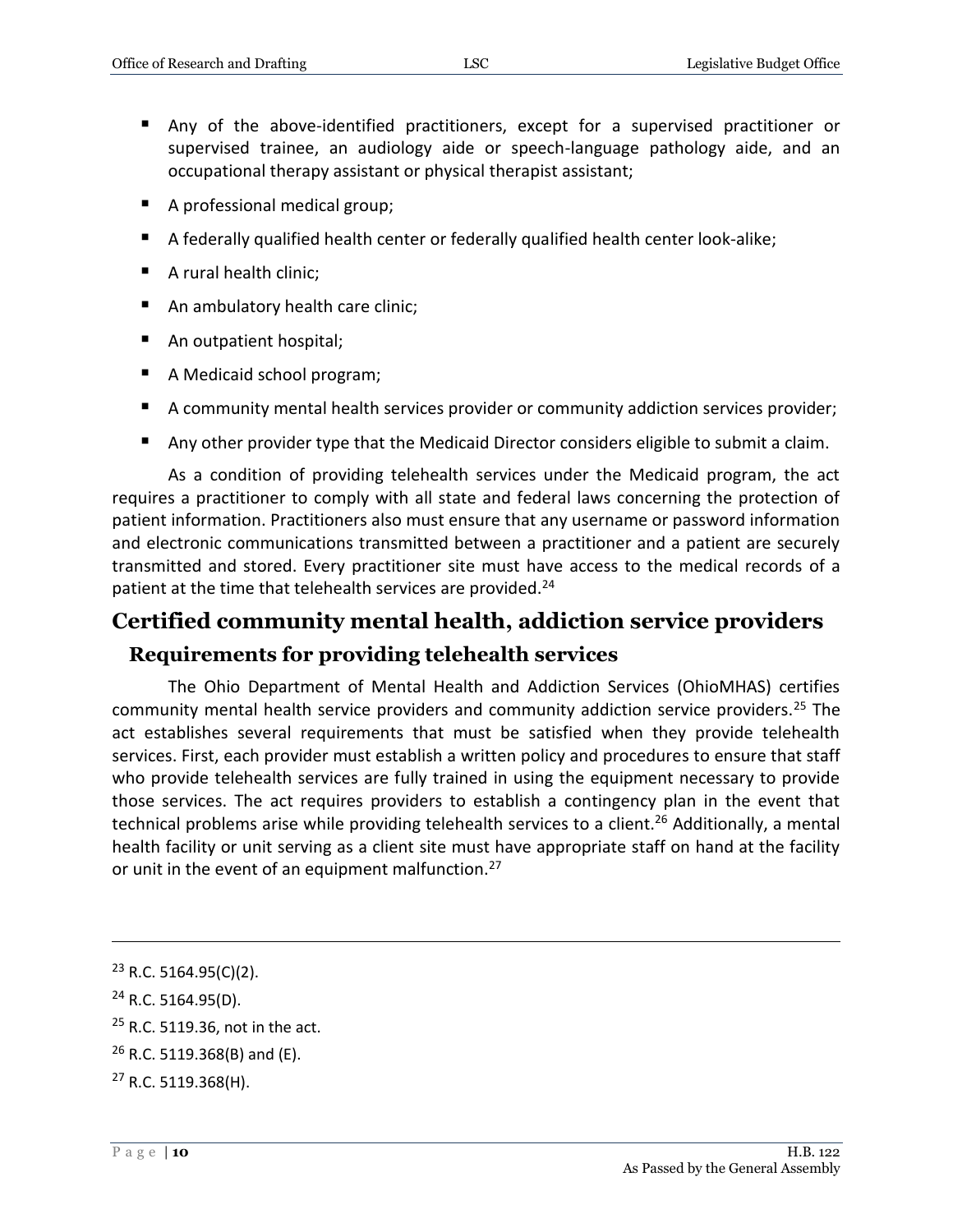- Any of the above-identified practitioners, except for a supervised practitioner or supervised trainee, an audiology aide or speech-language pathology aide, and an occupational therapy assistant or physical therapist assistant;
- A professional medical group;
- A federally qualified health center or federally qualified health center look-alike;
- A rural health clinic;
- An ambulatory health care clinic;
- An outpatient hospital;
- A Medicaid school program;
- A community mental health services provider or community addiction services provider;
- Any other provider type that the Medicaid Director considers eligible to submit a claim.

As a condition of providing telehealth services under the Medicaid program, the act requires a practitioner to comply with all state and federal laws concerning the protection of patient information. Practitioners also must ensure that any username or password information and electronic communications transmitted between a practitioner and a patient are securely transmitted and stored. Every practitioner site must have access to the medical records of a patient at the time that telehealth services are provided.[24]

## Certified community mental health, addiction service providers

### Requirements for providing telehealth services

The Ohio Department of Mental Health and Addiction Services (OhioMHAS) certifies community mental health service providers and community addiction service providers.[25] The act establishes several requirements that must be satisfied when they provide telehealth services. First, each provider must establish a written policy and procedures to ensure that staff who provide telehealth services are fully trained in using the equipment necessary to provide those services. The act requires providers to establish a contingency plan in the event that technical problems arise while providing telehealth services to a client.[26] Additionally, a mental health facility or unit serving as a client site must have appropriate staff on hand at the facility or unit in the event of an equipment malfunction.[27]

---

[23] R.C. 5164.95(C)(2).

[24] R.C. 5164.95(D).

[25] R.C. 5119.36, not in the act.

[26] R.C. 5119.368(B) and (E).

[27] R.C. 5119.368(H).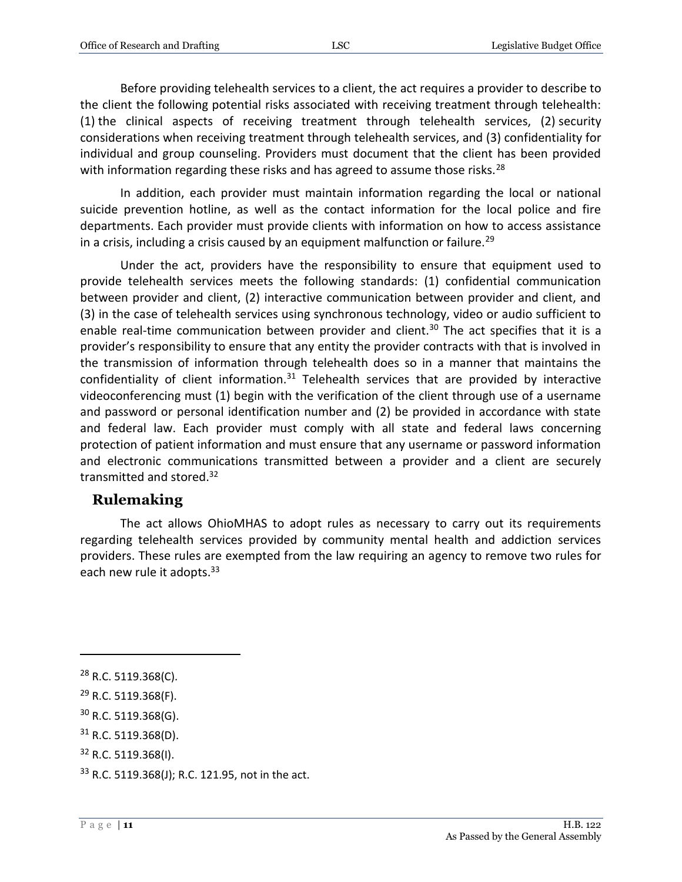Before providing telehealth services to a client, the act requires a provider to describe to the client the following potential risks associated with receiving treatment through telehealth: (1) the clinical aspects of receiving treatment through telehealth services, (2) security considerations when receiving treatment through telehealth services, and (3) confidentiality for individual and group counseling. Providers must document that the client has been provided with information regarding these risks and has agreed to assume those risks.[28]

In addition, each provider must maintain information regarding the local or national suicide prevention hotline, as well as the contact information for the local police and fire departments. Each provider must provide clients with information on how to access assistance in a crisis, including a crisis caused by an equipment malfunction or failure.[29]

Under the act, providers have the responsibility to ensure that equipment used to provide telehealth services meets the following standards: (1) confidential communication between provider and client, (2) interactive communication between provider and client, and (3) in the case of telehealth services using synchronous technology, video or audio sufficient to enable real-time communication between provider and client.[30] The act specifies that it is a provider's responsibility to ensure that any entity the provider contracts with that is involved in the transmission of information through telehealth does so in a manner that maintains the confidentiality of client information.[31] Telehealth services that are provided by interactive videoconferencing must (1) begin with the verification of the client through use of a username and password or personal identification number and (2) be provided in accordance with state and federal law. Each provider must comply with all state and federal laws concerning protection of patient information and must ensure that any username or password information and electronic communications transmitted between a provider and a client are securely transmitted and stored.[32]

## Rulemaking

The act allows OhioMHAS to adopt rules as necessary to carry out its requirements regarding telehealth services provided by community mental health and addiction services providers. These rules are exempted from the law requiring an agency to remove two rules for each new rule it adopts.[33]

---

[28] R.C. 5119.368(C).

[29] R.C. 5119.368(F).

[30] R.C. 5119.368(G).

[31] R.C. 5119.368(D).

[32] R.C. 5119.368(I).

[33] R.C. 5119.368(J); R.C. 121.95, not in the act.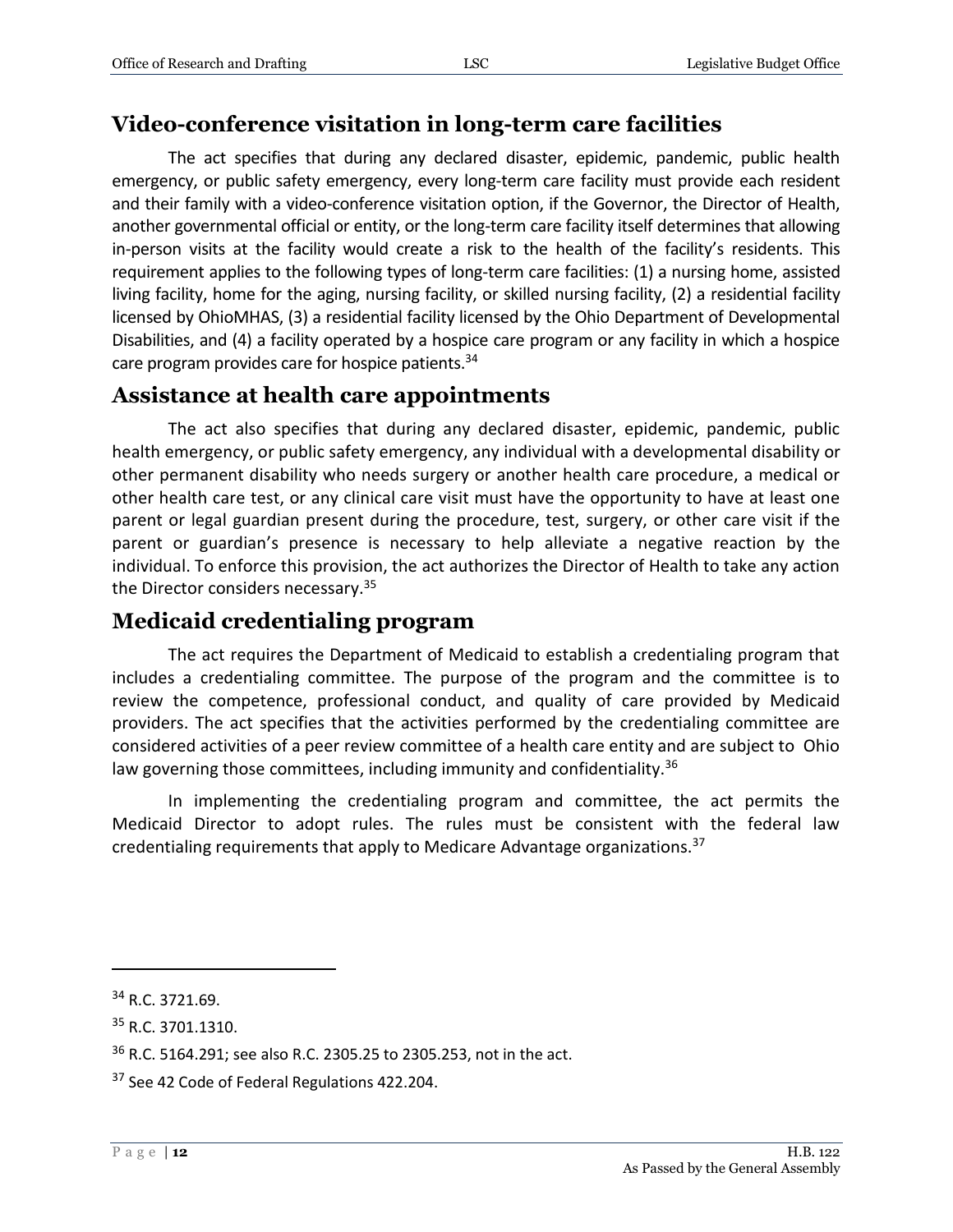## Video-conference visitation in long-term care facilities

The act specifies that during any declared disaster, epidemic, pandemic, public health emergency, or public safety emergency, every long-term care facility must provide each resident and their family with a video-conference visitation option, if the Governor, the Director of Health, another governmental official or entity, or the long-term care facility itself determines that allowing in-person visits at the facility would create a risk to the health of the facility's residents. This requirement applies to the following types of long-term care facilities: (1) a nursing home, assisted living facility, home for the aging, nursing facility, or skilled nursing facility, (2) a residential facility licensed by OhioMHAS, (3) a residential facility licensed by the Ohio Department of Developmental Disabilities, and (4) a facility operated by a hospice care program or any facility in which a hospice care program provides care for hospice patients.[34]

## Assistance at health care appointments

The act also specifies that during any declared disaster, epidemic, pandemic, public health emergency, or public safety emergency, any individual with a developmental disability or other permanent disability who needs surgery or another health care procedure, a medical or other health care test, or any clinical care visit must have the opportunity to have at least one parent or legal guardian present during the procedure, test, surgery, or other care visit if the parent or guardian's presence is necessary to help alleviate a negative reaction by the individual. To enforce this provision, the act authorizes the Director of Health to take any action the Director considers necessary.[35]

## Medicaid credentialing program

The act requires the Department of Medicaid to establish a credentialing program that includes a credentialing committee. The purpose of the program and the committee is to review the competence, professional conduct, and quality of care provided by Medicaid providers. The act specifies that the activities performed by the credentialing committee are considered activities of a peer review committee of a health care entity and are subject to Ohio law governing those committees, including immunity and confidentiality.[36]

In implementing the credentialing program and committee, the act permits the Medicaid Director to adopt rules. The rules must be consistent with the federal law credentialing requirements that apply to Medicare Advantage organizations.[37]

---

[34] R.C. 3721.69.

[35] R.C. 3701.1310.

[36] R.C. 5164.291; see also R.C. 2305.25 to 2305.253, not in the act.

[37] See 42 Code of Federal Regulations 422.204.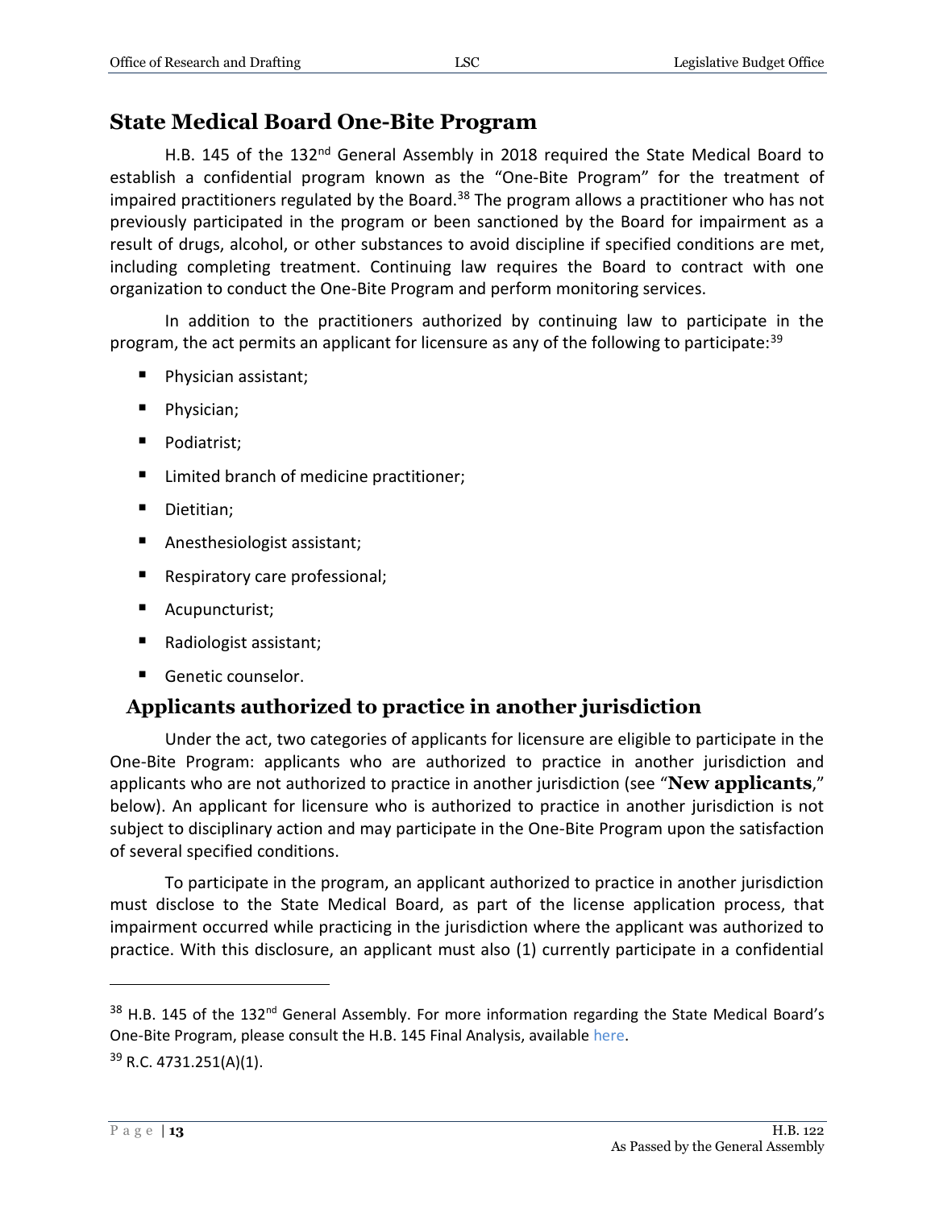## State Medical Board One-Bite Program

H.B. 145 of the 132nd General Assembly in 2018 required the State Medical Board to establish a confidential program known as the "One-Bite Program" for the treatment of impaired practitioners regulated by the Board.[38] The program allows a practitioner who has not previously participated in the program or been sanctioned by the Board for impairment as a result of drugs, alcohol, or other substances to avoid discipline if specified conditions are met, including completing treatment. Continuing law requires the Board to contract with one organization to conduct the One-Bite Program and perform monitoring services.

In addition to the practitioners authorized by continuing law to participate in the program, the act permits an applicant for licensure as any of the following to participate:[39]

- Physician assistant;
- Physician;
- Podiatrist;
- Limited branch of medicine practitioner;
- Dietitian;
- Anesthesiologist assistant;
- Respiratory care professional;
- Acupuncturist;
- Radiologist assistant;
- Genetic counselor.

### Applicants authorized to practice in another jurisdiction

Under the act, two categories of applicants for licensure are eligible to participate in the One-Bite Program: applicants who are authorized to practice in another jurisdiction and applicants who are not authorized to practice in another jurisdiction (see "**New applicants**," below). An applicant for licensure who is authorized to practice in another jurisdiction is not subject to disciplinary action and may participate in the One-Bite Program upon the satisfaction of several specified conditions.

To participate in the program, an applicant authorized to practice in another jurisdiction must disclose to the State Medical Board, as part of the license application process, that impairment occurred while practicing in the jurisdiction where the applicant was authorized to practice. With this disclosure, an applicant must also (1) currently participate in a confidential

---

[38] H.B. 145 of the 132nd General Assembly. For more information regarding the State Medical Board's One-Bite Program, please consult the H.B. 145 Final Analysis, available here.

[39] R.C. 4731.251(A)(1).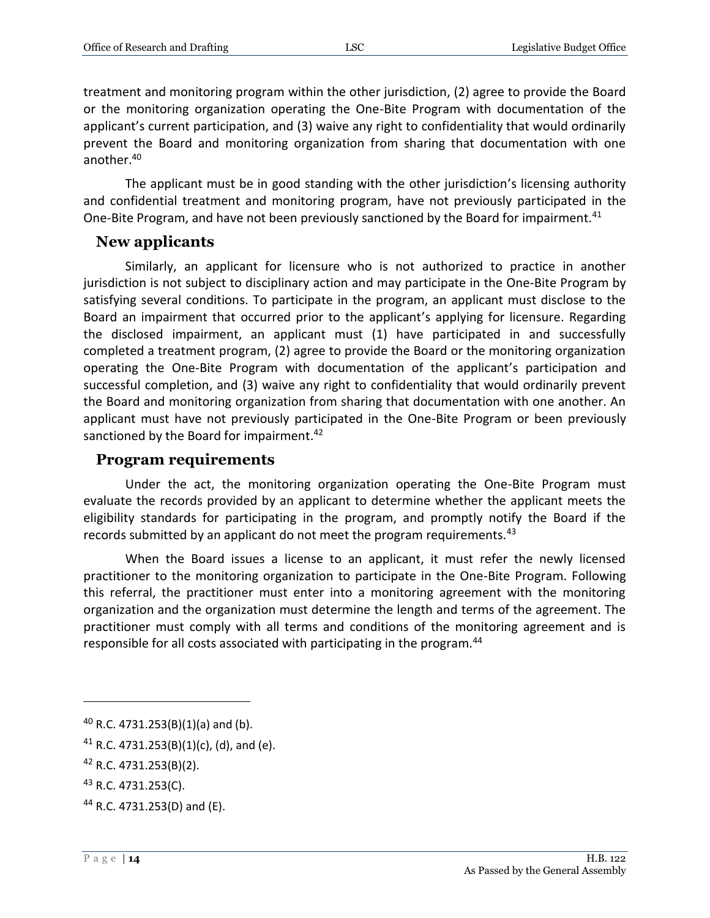treatment and monitoring program within the other jurisdiction, (2) agree to provide the Board or the monitoring organization operating the One-Bite Program with documentation of the applicant's current participation, and (3) waive any right to confidentiality that would ordinarily prevent the Board and monitoring organization from sharing that documentation with one another.[40]

The applicant must be in good standing with the other jurisdiction's licensing authority and confidential treatment and monitoring program, have not previously participated in the One-Bite Program, and have not been previously sanctioned by the Board for impairment.[41]

### New applicants

Similarly, an applicant for licensure who is not authorized to practice in another jurisdiction is not subject to disciplinary action and may participate in the One-Bite Program by satisfying several conditions. To participate in the program, an applicant must disclose to the Board an impairment that occurred prior to the applicant's applying for licensure. Regarding the disclosed impairment, an applicant must (1) have participated in and successfully completed a treatment program, (2) agree to provide the Board or the monitoring organization operating the One-Bite Program with documentation of the applicant's participation and successful completion, and (3) waive any right to confidentiality that would ordinarily prevent the Board and monitoring organization from sharing that documentation with one another. An applicant must have not previously participated in the One-Bite Program or been previously sanctioned by the Board for impairment.[42]

### Program requirements

Under the act, the monitoring organization operating the One-Bite Program must evaluate the records provided by an applicant to determine whether the applicant meets the eligibility standards for participating in the program, and promptly notify the Board if the records submitted by an applicant do not meet the program requirements.[43]

When the Board issues a license to an applicant, it must refer the newly licensed practitioner to the monitoring organization to participate in the One-Bite Program. Following this referral, the practitioner must enter into a monitoring agreement with the monitoring organization and the organization must determine the length and terms of the agreement. The practitioner must comply with all terms and conditions of the monitoring agreement and is responsible for all costs associated with participating in the program.[44]

---

[40] R.C. 4731.253(B)(1)(a) and (b).

[41] R.C. 4731.253(B)(1)(c), (d), and (e).

[42] R.C. 4731.253(B)(2).

[43] R.C. 4731.253(C).

[44] R.C. 4731.253(D) and (E).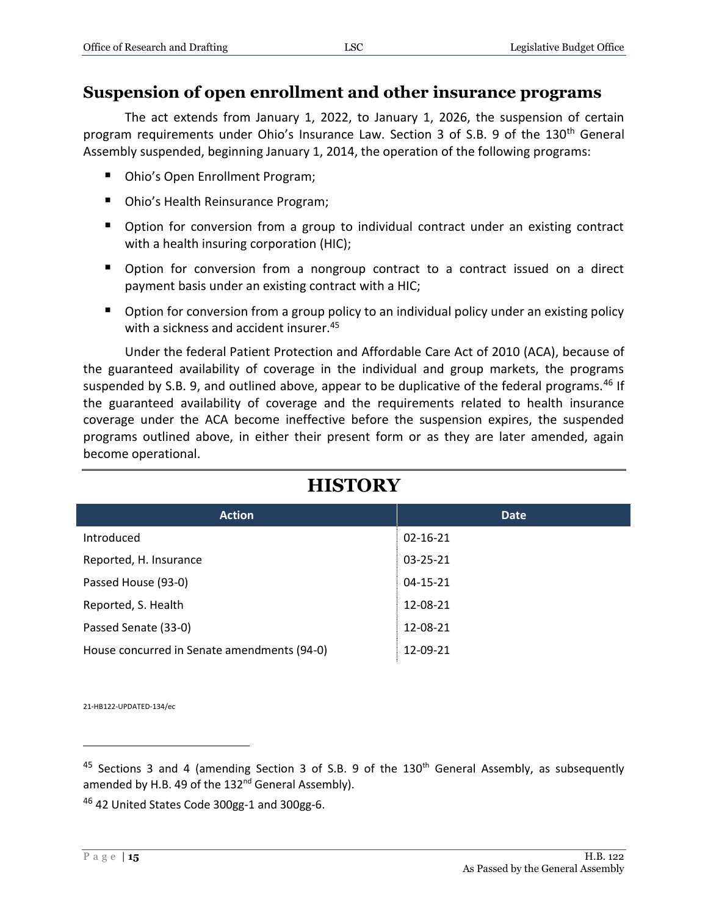## Suspension of open enrollment and other insurance programs

The act extends from January 1, 2022, to January 1, 2026, the suspension of certain program requirements under Ohio's Insurance Law. Section 3 of S.B. 9 of the 130th General Assembly suspended, beginning January 1, 2014, the operation of the following programs:

- Ohio's Open Enrollment Program;
- Ohio's Health Reinsurance Program;
- Option for conversion from a group to individual contract under an existing contract with a health insuring corporation (HIC);
- Option for conversion from a nongroup contract to a contract issued on a direct payment basis under an existing contract with a HIC;
- Option for conversion from a group policy to an individual policy under an existing policy with a sickness and accident insurer.[45]

Under the federal Patient Protection and Affordable Care Act of 2010 (ACA), because of the guaranteed availability of coverage in the individual and group markets, the programs suspended by S.B. 9, and outlined above, appear to be duplicative of the federal programs.[46] If the guaranteed availability of coverage and the requirements related to health insurance coverage under the ACA become ineffective before the suspension expires, the suspended programs outlined above, in either their present form or as they are later amended, again become operational.

# HISTORY

| Action | Date |
|---|---|
| Introduced | 02-16-21 |
| Reported, H. Insurance | 03-25-21 |
| Passed House (93-0) | 04-15-21 |
| Reported, S. Health | 12-08-21 |
| Passed Senate (33-0) | 12-08-21 |
| House concurred in Senate amendments (94-0) | 12-09-21 |

21-HB122-UPDATED-134/ec

---

[45] Sections 3 and 4 (amending Section 3 of S.B. 9 of the 130th General Assembly, as subsequently amended by H.B. 49 of the 132nd General Assembly).

[46] 42 United States Code 300gg-1 and 300gg-6.